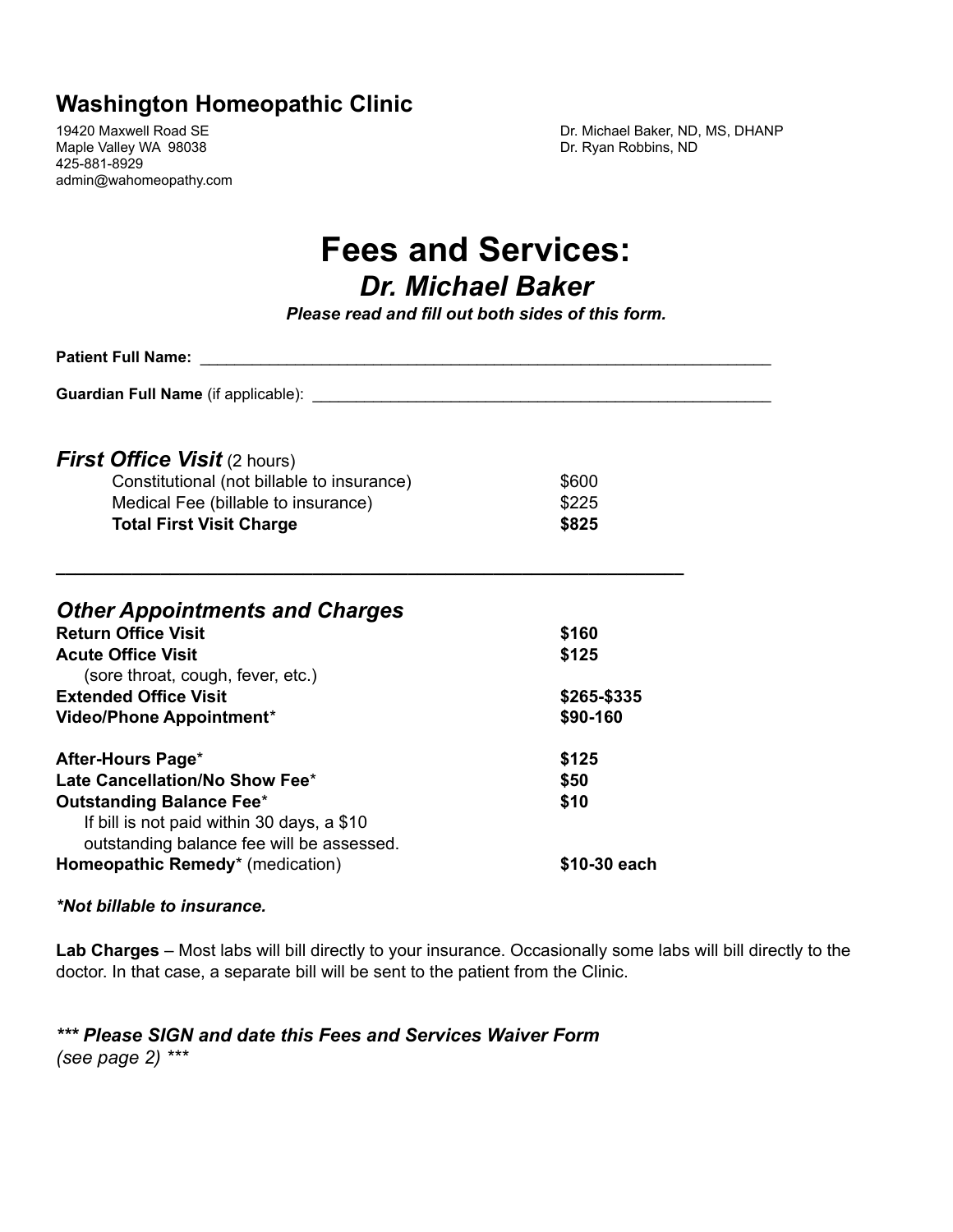# Washington Homeopathic Clinic

19420 Maxwell Road SE
Maple Valley WA 98038
425-881-8929
admin@wahomeopathy.com

Dr. Michael Baker, ND, MS, DHANP
Dr. Ryan Robbins, ND

# Fees and Services:

## *Dr. Michael Baker*

***Please read and fill out both sides of this form.***

**Patient Full Name:** ____________________________________________________________________

**Guardian Full Name** (if applicable): ______________________________________________________

### ***First Office Visit*** (2 hours)

| | |
|---|---|
| Constitutional (not billable to insurance) | $600 |
| Medical Fee (billable to insurance) | $225 |
| **Total First Visit Charge** | **$825** |

---

### *Other Appointments and Charges*

| | |
|---|---|
| **Return Office Visit** | **$160** |
| **Acute Office Visit** (sore throat, cough, fever, etc.) | **$125** |
| **Extended Office Visit** | **$265-$335** |
| **Video/Phone Appointment*** | **$90-160** |
| **After-Hours Page*** | **$125** |
| **Late Cancellation/No Show Fee*** | **$50** |
| **Outstanding Balance Fee*** If bill is not paid within 30 days, a $10 outstanding balance fee will be assessed. | **$10** |
| **Homeopathic Remedy*** (medication) | **$10-30 each** |

***Not billable to insurance.***

**Lab Charges** – Most labs will bill directly to your insurance. Occasionally some labs will bill directly to the doctor. In that case, a separate bill will be sent to the patient from the Clinic.

***\*\*\* Please SIGN and date this Fees and Services Waiver Form***
*(see page 2) \*\*\**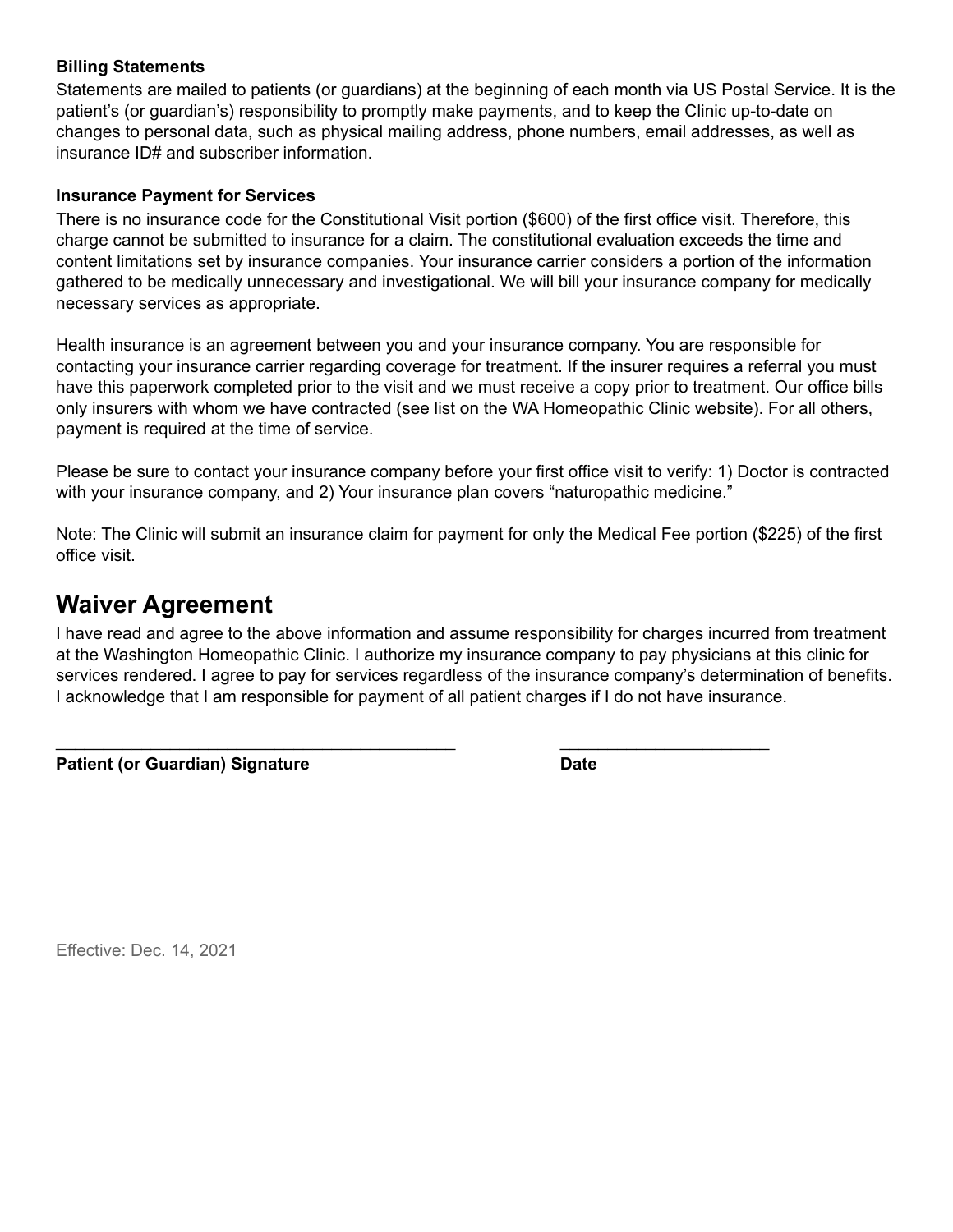**Billing Statements**

Statements are mailed to patients (or guardians) at the beginning of each month via US Postal Service. It is the patient's (or guardian's) responsibility to promptly make payments, and to keep the Clinic up-to-date on changes to personal data, such as physical mailing address, phone numbers, email addresses, as well as insurance ID# and subscriber information.

**Insurance Payment for Services**

There is no insurance code for the Constitutional Visit portion ($600) of the first office visit. Therefore, this charge cannot be submitted to insurance for a claim. The constitutional evaluation exceeds the time and content limitations set by insurance companies. Your insurance carrier considers a portion of the information gathered to be medically unnecessary and investigational. We will bill your insurance company for medically necessary services as appropriate.

Health insurance is an agreement between you and your insurance company. You are responsible for contacting your insurance carrier regarding coverage for treatment. If the insurer requires a referral you must have this paperwork completed prior to the visit and we must receive a copy prior to treatment. Our office bills only insurers with whom we have contracted (see list on the WA Homeopathic Clinic website). For all others, payment is required at the time of service.

Please be sure to contact your insurance company before your first office visit to verify: 1) Doctor is contracted with your insurance company, and 2) Your insurance plan covers "naturopathic medicine."

Note: The Clinic will submit an insurance claim for payment for only the Medical Fee portion ($225) of the first office visit.

## Waiver Agreement

I have read and agree to the above information and assume responsibility for charges incurred from treatment at the Washington Homeopathic Clinic. I authorize my insurance company to pay physicians at this clinic for services rendered. I agree to pay for services regardless of the insurance company's determination of benefits. I acknowledge that I am responsible for payment of all patient charges if I do not have insurance.

\_\_\_\_\_\_\_\_\_\_\_\_\_\_\_\_\_\_\_\_\_\_\_\_\_\_\_\_\_\_\_\_\_\_\_\_\_\_\_\_\_\_ \_\_\_\_\_\_\_\_\_\_\_\_\_\_\_\_\_\_\_\_\_\_

**Patient (or Guardian) Signature** **Date**

Effective: Dec. 14, 2021